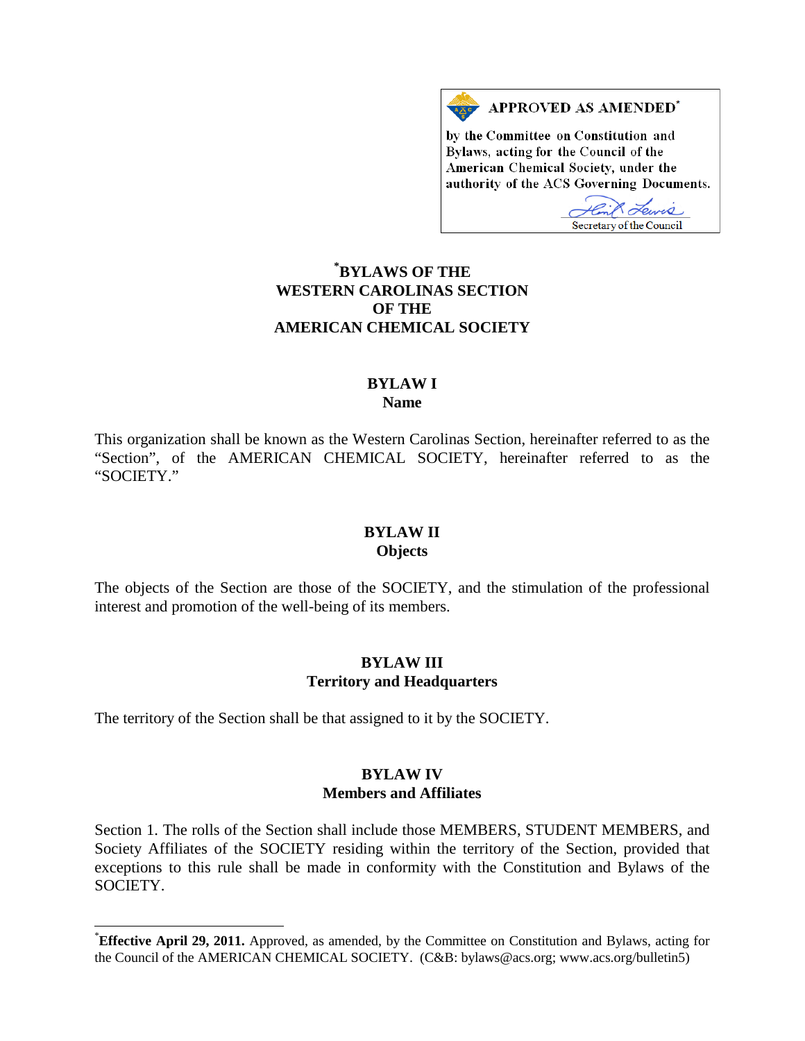**APPROVED AS AMENDED***

by the Committee on Constitution and Bylaws, acting for the Council of the American Chemical Society, under the authority of the ACS Governing Documents.

Secretary of the Council

# *BYLAWS OF THE WESTERN CAROLINAS SECTION OF THE AMERICAN CHEMICAL SOCIETY

## BYLAW I
## Name

This organization shall be known as the Western Carolinas Section, hereinafter referred to as the "Section", of the AMERICAN CHEMICAL SOCIETY, hereinafter referred to as the "SOCIETY."

## BYLAW II
## Objects

The objects of the Section are those of the SOCIETY, and the stimulation of the professional interest and promotion of the well-being of its members.

## BYLAW III
## Territory and Headquarters

The territory of the Section shall be that assigned to it by the SOCIETY.

## BYLAW IV
## Members and Affiliates

Section 1. The rolls of the Section shall include those MEMBERS, STUDENT MEMBERS, and Society Affiliates of the SOCIETY residing within the territory of the Section, provided that exceptions to this rule shall be made in conformity with the Constitution and Bylaws of the SOCIETY.

---

***Effective April 29, 2011.** Approved, as amended, by the Committee on Constitution and Bylaws, acting for the Council of the AMERICAN CHEMICAL SOCIETY. (C&B: bylaws@acs.org; www.acs.org/bulletin5)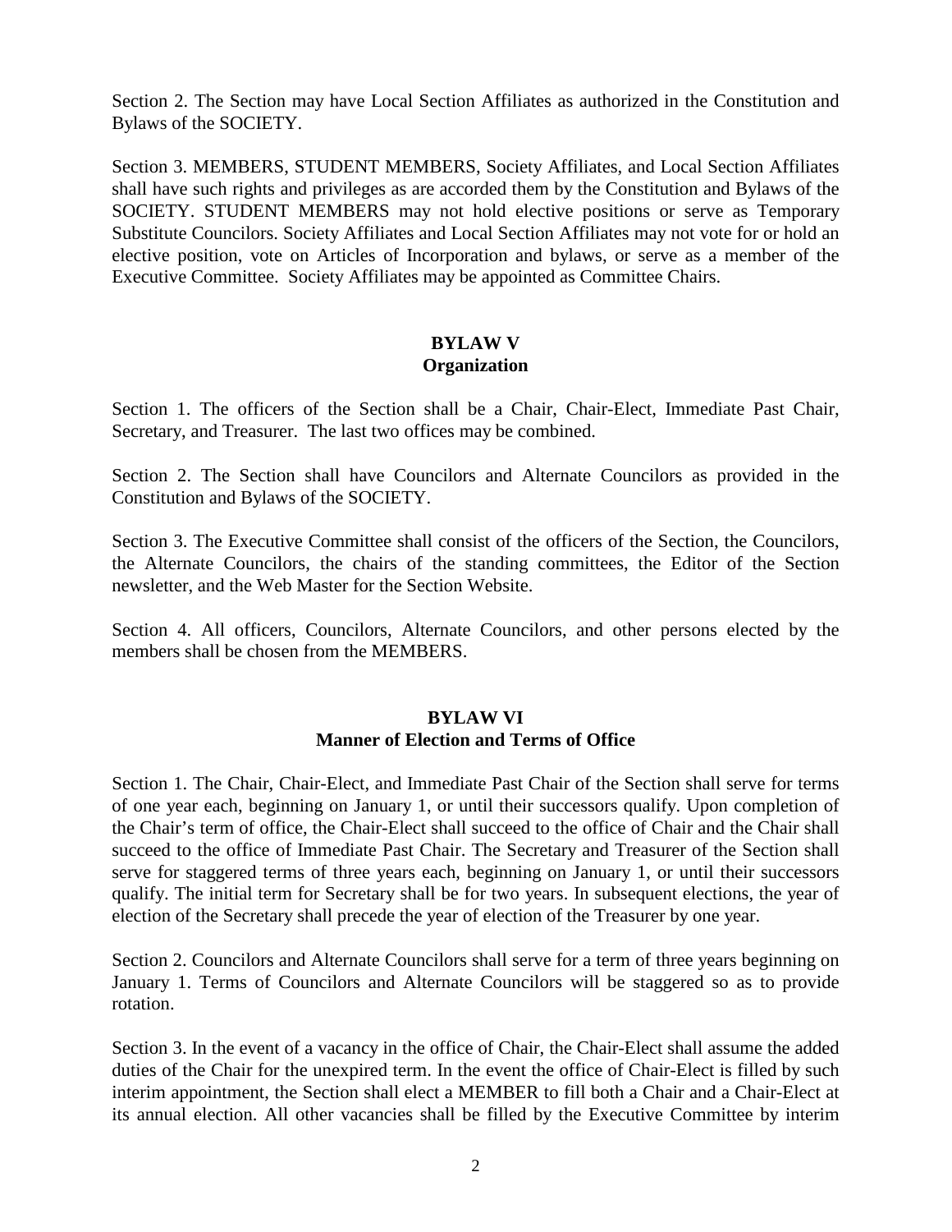Section 2. The Section may have Local Section Affiliates as authorized in the Constitution and Bylaws of the SOCIETY.

Section 3. MEMBERS, STUDENT MEMBERS, Society Affiliates, and Local Section Affiliates shall have such rights and privileges as are accorded them by the Constitution and Bylaws of the SOCIETY. STUDENT MEMBERS may not hold elective positions or serve as Temporary Substitute Councilors. Society Affiliates and Local Section Affiliates may not vote for or hold an elective position, vote on Articles of Incorporation and bylaws, or serve as a member of the Executive Committee. Society Affiliates may be appointed as Committee Chairs.

## BYLAW V
## Organization

Section 1. The officers of the Section shall be a Chair, Chair-Elect, Immediate Past Chair, Secretary, and Treasurer. The last two offices may be combined.

Section 2. The Section shall have Councilors and Alternate Councilors as provided in the Constitution and Bylaws of the SOCIETY.

Section 3. The Executive Committee shall consist of the officers of the Section, the Councilors, the Alternate Councilors, the chairs of the standing committees, the Editor of the Section newsletter, and the Web Master for the Section Website.

Section 4. All officers, Councilors, Alternate Councilors, and other persons elected by the members shall be chosen from the MEMBERS.

## BYLAW VI
## Manner of Election and Terms of Office

Section 1. The Chair, Chair-Elect, and Immediate Past Chair of the Section shall serve for terms of one year each, beginning on January 1, or until their successors qualify. Upon completion of the Chair's term of office, the Chair-Elect shall succeed to the office of Chair and the Chair shall succeed to the office of Immediate Past Chair. The Secretary and Treasurer of the Section shall serve for staggered terms of three years each, beginning on January 1, or until their successors qualify. The initial term for Secretary shall be for two years. In subsequent elections, the year of election of the Secretary shall precede the year of election of the Treasurer by one year.

Section 2. Councilors and Alternate Councilors shall serve for a term of three years beginning on January 1. Terms of Councilors and Alternate Councilors will be staggered so as to provide rotation.

Section 3. In the event of a vacancy in the office of Chair, the Chair-Elect shall assume the added duties of the Chair for the unexpired term. In the event the office of Chair-Elect is filled by such interim appointment, the Section shall elect a MEMBER to fill both a Chair and a Chair-Elect at its annual election. All other vacancies shall be filled by the Executive Committee by interim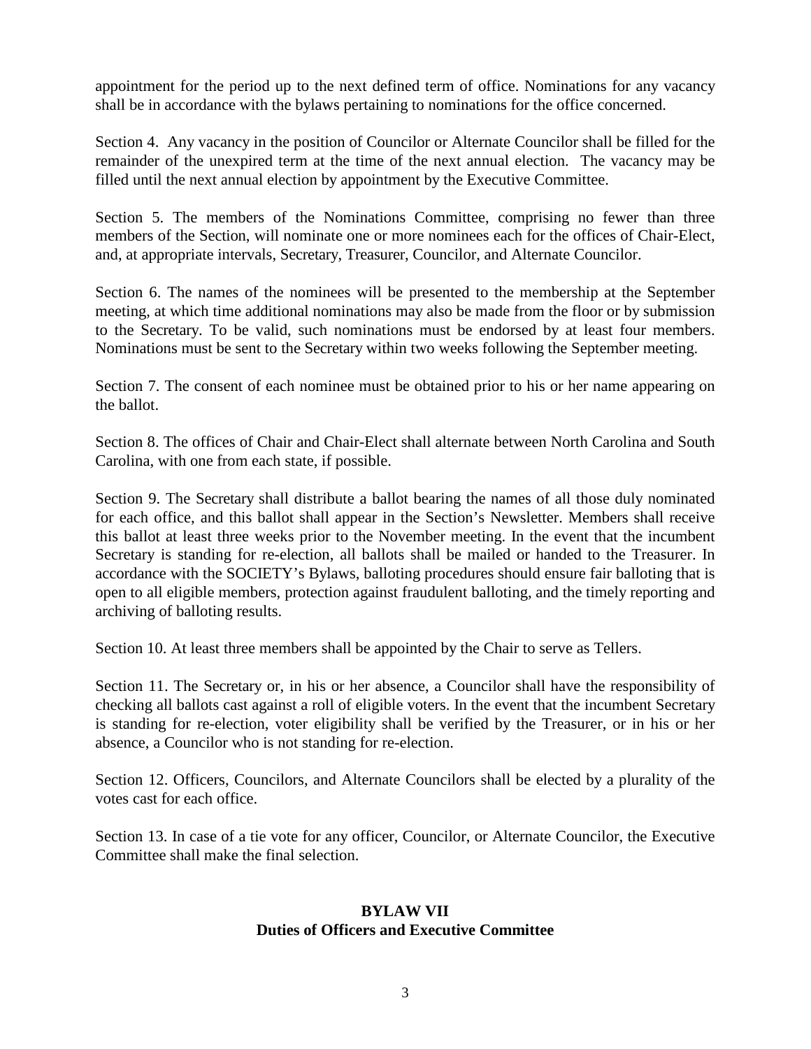appointment for the period up to the next defined term of office. Nominations for any vacancy shall be in accordance with the bylaws pertaining to nominations for the office concerned.

Section 4. Any vacancy in the position of Councilor or Alternate Councilor shall be filled for the remainder of the unexpired term at the time of the next annual election. The vacancy may be filled until the next annual election by appointment by the Executive Committee.

Section 5. The members of the Nominations Committee, comprising no fewer than three members of the Section, will nominate one or more nominees each for the offices of Chair-Elect, and, at appropriate intervals, Secretary, Treasurer, Councilor, and Alternate Councilor.

Section 6. The names of the nominees will be presented to the membership at the September meeting, at which time additional nominations may also be made from the floor or by submission to the Secretary. To be valid, such nominations must be endorsed by at least four members. Nominations must be sent to the Secretary within two weeks following the September meeting.

Section 7. The consent of each nominee must be obtained prior to his or her name appearing on the ballot.

Section 8. The offices of Chair and Chair-Elect shall alternate between North Carolina and South Carolina, with one from each state, if possible.

Section 9. The Secretary shall distribute a ballot bearing the names of all those duly nominated for each office, and this ballot shall appear in the Section's Newsletter. Members shall receive this ballot at least three weeks prior to the November meeting. In the event that the incumbent Secretary is standing for re-election, all ballots shall be mailed or handed to the Treasurer. In accordance with the SOCIETY's Bylaws, balloting procedures should ensure fair balloting that is open to all eligible members, protection against fraudulent balloting, and the timely reporting and archiving of balloting results.

Section 10. At least three members shall be appointed by the Chair to serve as Tellers.

Section 11. The Secretary or, in his or her absence, a Councilor shall have the responsibility of checking all ballots cast against a roll of eligible voters. In the event that the incumbent Secretary is standing for re-election, voter eligibility shall be verified by the Treasurer, or in his or her absence, a Councilor who is not standing for re-election.

Section 12. Officers, Councilors, and Alternate Councilors shall be elected by a plurality of the votes cast for each office.

Section 13. In case of a tie vote for any officer, Councilor, or Alternate Councilor, the Executive Committee shall make the final selection.

## BYLAW VII
## Duties of Officers and Executive Committee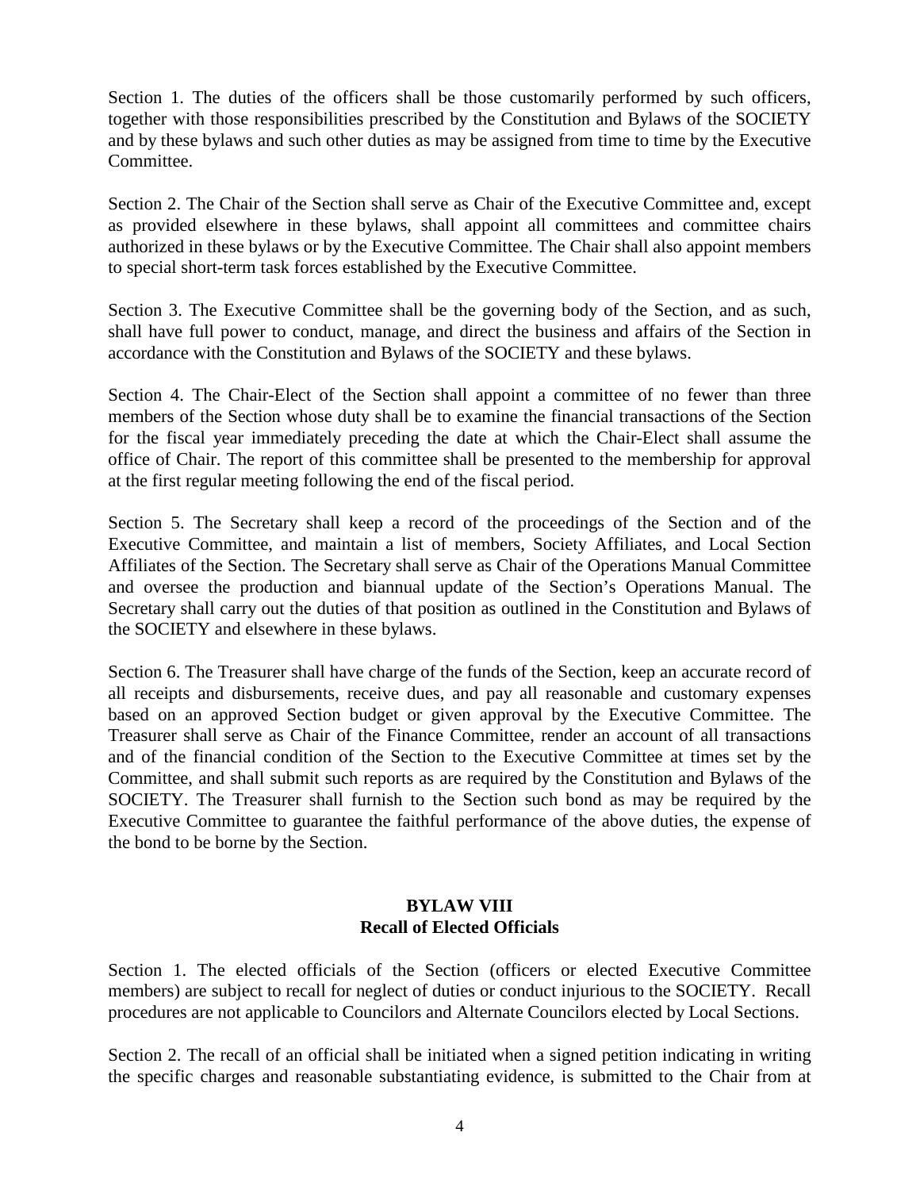Section 1. The duties of the officers shall be those customarily performed by such officers, together with those responsibilities prescribed by the Constitution and Bylaws of the SOCIETY and by these bylaws and such other duties as may be assigned from time to time by the Executive Committee.

Section 2. The Chair of the Section shall serve as Chair of the Executive Committee and, except as provided elsewhere in these bylaws, shall appoint all committees and committee chairs authorized in these bylaws or by the Executive Committee. The Chair shall also appoint members to special short-term task forces established by the Executive Committee.

Section 3. The Executive Committee shall be the governing body of the Section, and as such, shall have full power to conduct, manage, and direct the business and affairs of the Section in accordance with the Constitution and Bylaws of the SOCIETY and these bylaws.

Section 4. The Chair-Elect of the Section shall appoint a committee of no fewer than three members of the Section whose duty shall be to examine the financial transactions of the Section for the fiscal year immediately preceding the date at which the Chair-Elect shall assume the office of Chair. The report of this committee shall be presented to the membership for approval at the first regular meeting following the end of the fiscal period.

Section 5. The Secretary shall keep a record of the proceedings of the Section and of the Executive Committee, and maintain a list of members, Society Affiliates, and Local Section Affiliates of the Section. The Secretary shall serve as Chair of the Operations Manual Committee and oversee the production and biannual update of the Section's Operations Manual. The Secretary shall carry out the duties of that position as outlined in the Constitution and Bylaws of the SOCIETY and elsewhere in these bylaws.

Section 6. The Treasurer shall have charge of the funds of the Section, keep an accurate record of all receipts and disbursements, receive dues, and pay all reasonable and customary expenses based on an approved Section budget or given approval by the Executive Committee. The Treasurer shall serve as Chair of the Finance Committee, render an account of all transactions and of the financial condition of the Section to the Executive Committee at times set by the Committee, and shall submit such reports as are required by the Constitution and Bylaws of the SOCIETY. The Treasurer shall furnish to the Section such bond as may be required by the Executive Committee to guarantee the faithful performance of the above duties, the expense of the bond to be borne by the Section.

## BYLAW VIII
## Recall of Elected Officials

Section 1. The elected officials of the Section (officers or elected Executive Committee members) are subject to recall for neglect of duties or conduct injurious to the SOCIETY. Recall procedures are not applicable to Councilors and Alternate Councilors elected by Local Sections.

Section 2. The recall of an official shall be initiated when a signed petition indicating in writing the specific charges and reasonable substantiating evidence, is submitted to the Chair from at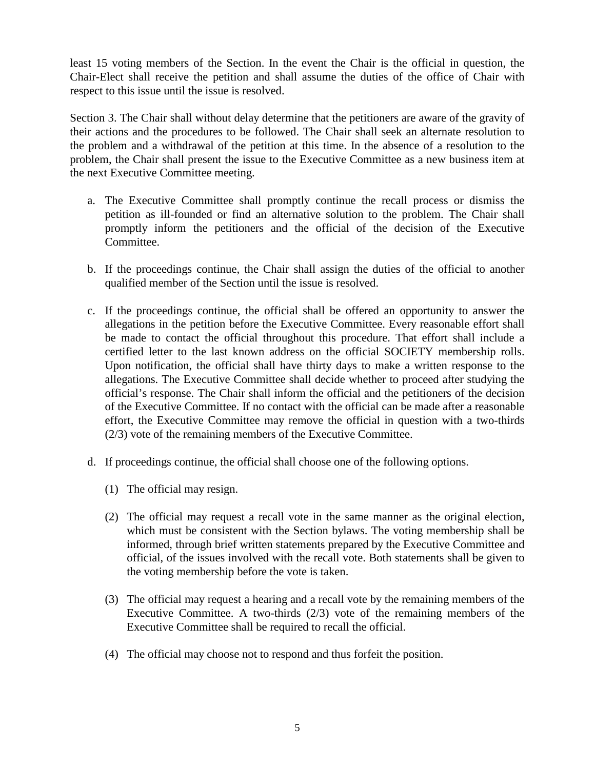least 15 voting members of the Section. In the event the Chair is the official in question, the Chair-Elect shall receive the petition and shall assume the duties of the office of Chair with respect to this issue until the issue is resolved.

Section 3. The Chair shall without delay determine that the petitioners are aware of the gravity of their actions and the procedures to be followed. The Chair shall seek an alternate resolution to the problem and a withdrawal of the petition at this time. In the absence of a resolution to the problem, the Chair shall present the issue to the Executive Committee as a new business item at the next Executive Committee meeting.

a. The Executive Committee shall promptly continue the recall process or dismiss the petition as ill-founded or find an alternative solution to the problem. The Chair shall promptly inform the petitioners and the official of the decision of the Executive Committee.

b. If the proceedings continue, the Chair shall assign the duties of the official to another qualified member of the Section until the issue is resolved.

c. If the proceedings continue, the official shall be offered an opportunity to answer the allegations in the petition before the Executive Committee. Every reasonable effort shall be made to contact the official throughout this procedure. That effort shall include a certified letter to the last known address on the official SOCIETY membership rolls. Upon notification, the official shall have thirty days to make a written response to the allegations. The Executive Committee shall decide whether to proceed after studying the official's response. The Chair shall inform the official and the petitioners of the decision of the Executive Committee. If no contact with the official can be made after a reasonable effort, the Executive Committee may remove the official in question with a two-thirds (2/3) vote of the remaining members of the Executive Committee.

d. If proceedings continue, the official shall choose one of the following options.

   (1) The official may resign.

   (2) The official may request a recall vote in the same manner as the original election, which must be consistent with the Section bylaws. The voting membership shall be informed, through brief written statements prepared by the Executive Committee and official, of the issues involved with the recall vote. Both statements shall be given to the voting membership before the vote is taken.

   (3) The official may request a hearing and a recall vote by the remaining members of the Executive Committee. A two-thirds (2/3) vote of the remaining members of the Executive Committee shall be required to recall the official.

   (4) The official may choose not to respond and thus forfeit the position.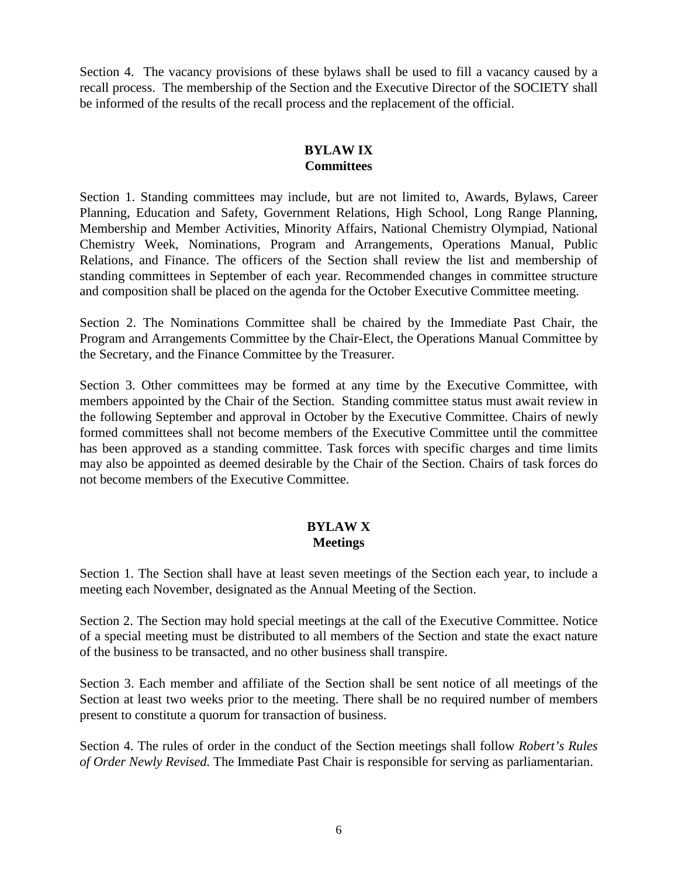Section 4. The vacancy provisions of these bylaws shall be used to fill a vacancy caused by a recall process. The membership of the Section and the Executive Director of the SOCIETY shall be informed of the results of the recall process and the replacement of the official.

## BYLAW IX
## Committees

Section 1. Standing committees may include, but are not limited to, Awards, Bylaws, Career Planning, Education and Safety, Government Relations, High School, Long Range Planning, Membership and Member Activities, Minority Affairs, National Chemistry Olympiad, National Chemistry Week, Nominations, Program and Arrangements, Operations Manual, Public Relations, and Finance. The officers of the Section shall review the list and membership of standing committees in September of each year. Recommended changes in committee structure and composition shall be placed on the agenda for the October Executive Committee meeting.

Section 2. The Nominations Committee shall be chaired by the Immediate Past Chair, the Program and Arrangements Committee by the Chair-Elect, the Operations Manual Committee by the Secretary, and the Finance Committee by the Treasurer.

Section 3. Other committees may be formed at any time by the Executive Committee, with members appointed by the Chair of the Section. Standing committee status must await review in the following September and approval in October by the Executive Committee. Chairs of newly formed committees shall not become members of the Executive Committee until the committee has been approved as a standing committee. Task forces with specific charges and time limits may also be appointed as deemed desirable by the Chair of the Section. Chairs of task forces do not become members of the Executive Committee.

## BYLAW X
## Meetings

Section 1. The Section shall have at least seven meetings of the Section each year, to include a meeting each November, designated as the Annual Meeting of the Section.

Section 2. The Section may hold special meetings at the call of the Executive Committee. Notice of a special meeting must be distributed to all members of the Section and state the exact nature of the business to be transacted, and no other business shall transpire.

Section 3. Each member and affiliate of the Section shall be sent notice of all meetings of the Section at least two weeks prior to the meeting. There shall be no required number of members present to constitute a quorum for transaction of business.

Section 4. The rules of order in the conduct of the Section meetings shall follow *Robert's Rules of Order Newly Revised.* The Immediate Past Chair is responsible for serving as parliamentarian.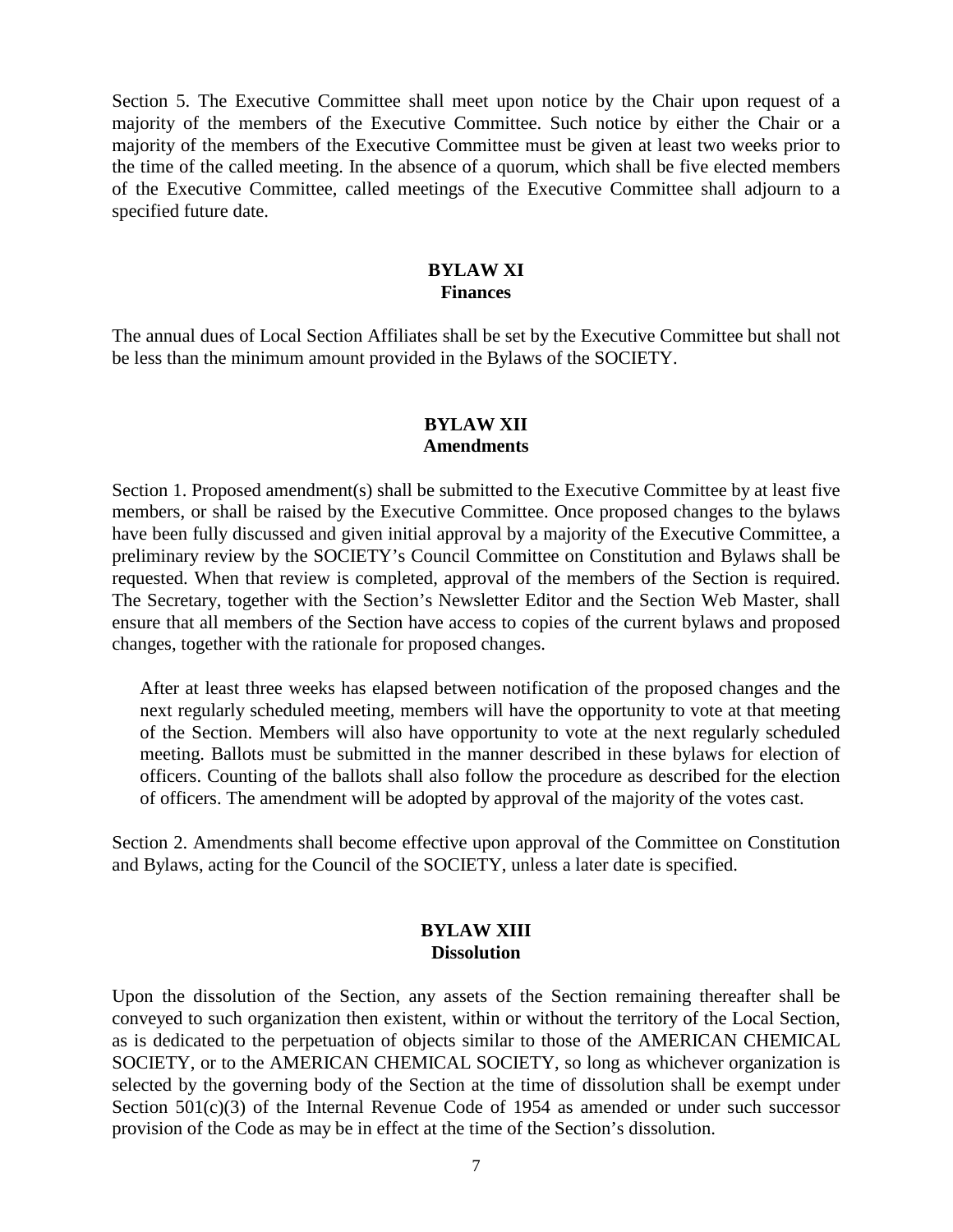Section 5. The Executive Committee shall meet upon notice by the Chair upon request of a majority of the members of the Executive Committee. Such notice by either the Chair or a majority of the members of the Executive Committee must be given at least two weeks prior to the time of the called meeting. In the absence of a quorum, which shall be five elected members of the Executive Committee, called meetings of the Executive Committee shall adjourn to a specified future date.

## BYLAW XI
## Finances

The annual dues of Local Section Affiliates shall be set by the Executive Committee but shall not be less than the minimum amount provided in the Bylaws of the SOCIETY.

## BYLAW XII
## Amendments

Section 1. Proposed amendment(s) shall be submitted to the Executive Committee by at least five members, or shall be raised by the Executive Committee. Once proposed changes to the bylaws have been fully discussed and given initial approval by a majority of the Executive Committee, a preliminary review by the SOCIETY's Council Committee on Constitution and Bylaws shall be requested. When that review is completed, approval of the members of the Section is required. The Secretary, together with the Section's Newsletter Editor and the Section Web Master, shall ensure that all members of the Section have access to copies of the current bylaws and proposed changes, together with the rationale for proposed changes.

After at least three weeks has elapsed between notification of the proposed changes and the next regularly scheduled meeting, members will have the opportunity to vote at that meeting of the Section. Members will also have opportunity to vote at the next regularly scheduled meeting. Ballots must be submitted in the manner described in these bylaws for election of officers. Counting of the ballots shall also follow the procedure as described for the election of officers. The amendment will be adopted by approval of the majority of the votes cast.

Section 2. Amendments shall become effective upon approval of the Committee on Constitution and Bylaws, acting for the Council of the SOCIETY, unless a later date is specified.

## BYLAW XIII
## Dissolution

Upon the dissolution of the Section, any assets of the Section remaining thereafter shall be conveyed to such organization then existent, within or without the territory of the Local Section, as is dedicated to the perpetuation of objects similar to those of the AMERICAN CHEMICAL SOCIETY, or to the AMERICAN CHEMICAL SOCIETY, so long as whichever organization is selected by the governing body of the Section at the time of dissolution shall be exempt under Section 501(c)(3) of the Internal Revenue Code of 1954 as amended or under such successor provision of the Code as may be in effect at the time of the Section's dissolution.